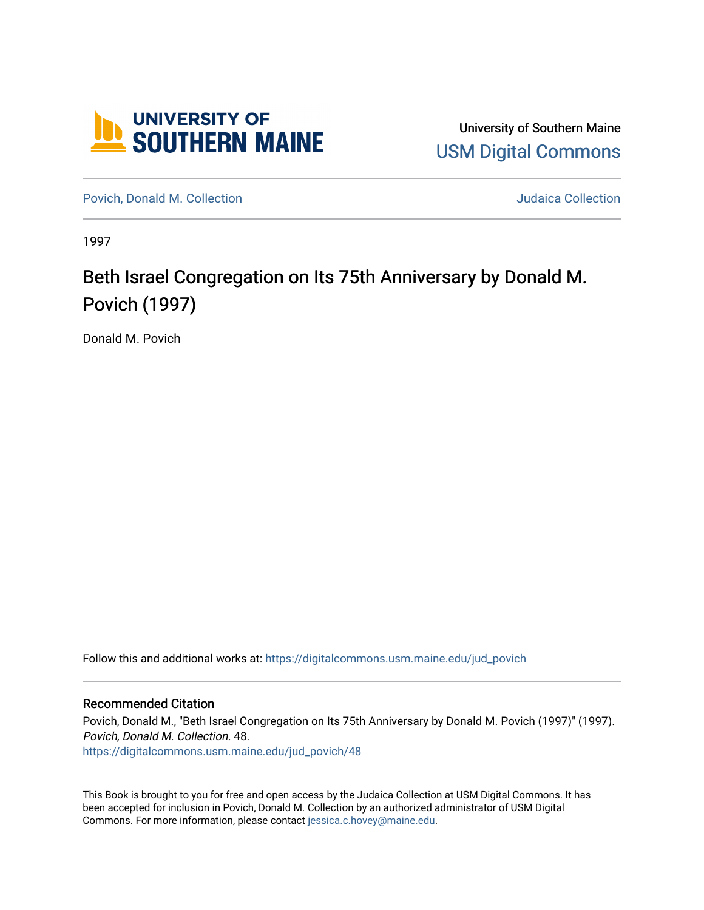University of Southern Maine

USM Digital Commons

Povich, Donald M. Collection

Judaica Collection

1997

# Beth Israel Congregation on Its 75th Anniversary by Donald M. Povich (1997)

Donald M. Povich

Follow this and additional works at: https://digitalcommons.usm.maine.edu/jud_povich

## Recommended Citation

Povich, Donald M., "Beth Israel Congregation on Its 75th Anniversary by Donald M. Povich (1997)" (1997). *Povich, Donald M. Collection*. 48.
https://digitalcommons.usm.maine.edu/jud_povich/48

This Book is brought to you for free and open access by the Judaica Collection at USM Digital Commons. It has been accepted for inclusion in Povich, Donald M. Collection by an authorized administrator of USM Digital Commons. For more information, please contact jessica.c.hovey@maine.edu.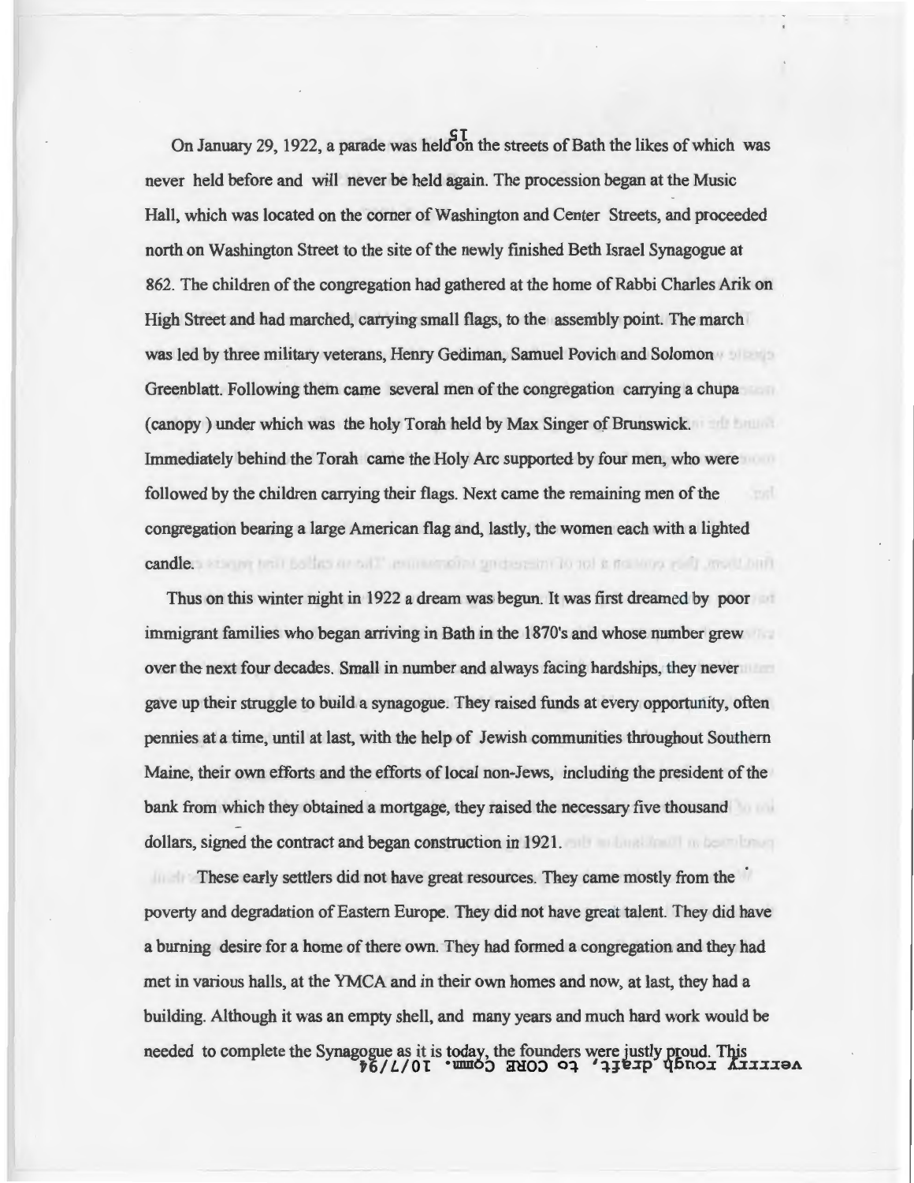On January 29, 1922, a parade was held on the streets of Bath the likes of which was never held before and will never be held again. The procession began at the Music Hall, which was located on the corner of Washington and Center Streets, and proceeded north on Washington Street to the site of the newly finished Beth Israel Synagogue at 862. The children of the congregation had gathered at the home of Rabbi Charles Arik on High Street and had marched, carrying small flags, to the assembly point. The march was led by three military veterans, Henry Gediman, Samuel Povich and Solomon Greenblatt. Following them came several men of the congregation carrying a chupa (canopy ) under which was the holy Torah held by Max Singer of Brunswick. Immediately behind the Torah came the Holy Arc supported by four men, who were followed by the children carrying their flags. Next came the remaining men of the congregation bearing a large American flag and, lastly, the women each with a lighted candle.

Thus on this winter night in 1922 a dream was begun. It was first dreamed by poor immigrant families who began arriving in Bath in the 1870's and whose number grew over the next four decades. Small in number and always facing hardships, they never gave up their struggle to build a synagogue. They raised funds at every opportunity, often pennies at a time, until at last, with the help of Jewish communities throughout Southern Maine, their own efforts and the efforts of local non-Jews, including the president of the bank from which they obtained a mortgage, they raised the necessary five thousand dollars, signed the contract and began construction in 1921.

These early settlers did not have great resources. They came mostly from the poverty and degradation of Eastern Europe. They did not have great talent. They did have a burning desire for a home of there own. They had formed a congregation and they had met in various halls, at the YMCA and in their own homes and now, at last, they had a building. Although it was an empty shell, and many years and much hard work would be needed to complete the Synagogue as it is today, the founders were justly proud. This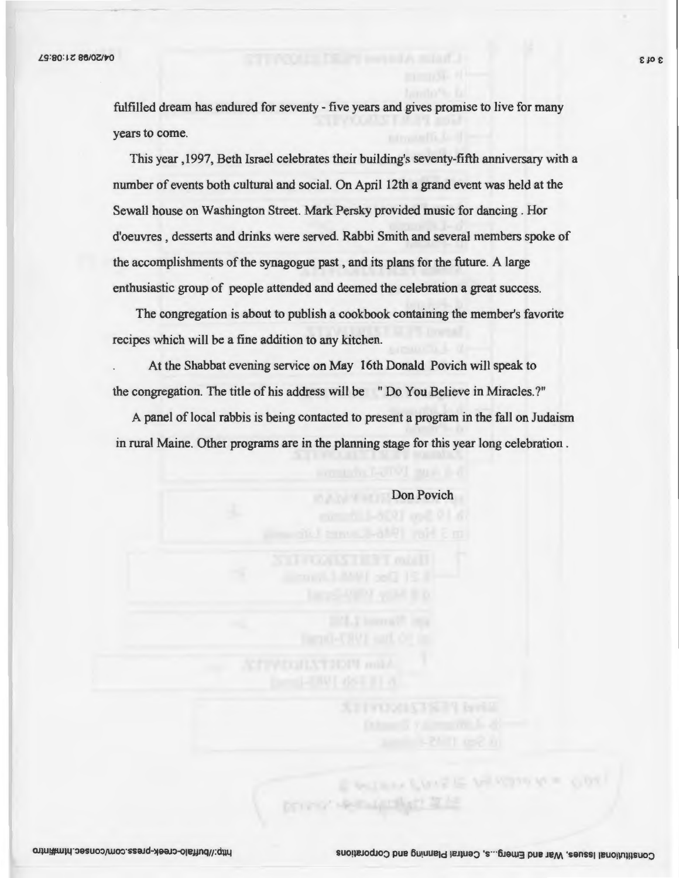fulfilled dream has endured for seventy - five years and gives promise to live for many years to come.

This year ,1997, Beth Israel celebrates their building's seventy-fifth anniversary with a number of events both cultural and social. On April 12th a grand event was held at the Sewall house on Washington Street. Mark Persky provided music for dancing . Hor d'oeuvres , desserts and drinks were served. Rabbi Smith and several members spoke of the accomplishments of the synagogue past , and its plans for the future. A large enthusiastic group of people attended and deemed the celebration a great success.

The congregation is about to publish a cookbook containing the member's favorite recipes which will be a fine addition to any kitchen.

At the Shabbat evening service on May 16th Donald Povich will speak to the congregation. The title of his address will be " Do You Believe in Miracles.?"

A panel of local rabbis is being contacted to present a program in the fall on Judaism in rural Maine. Other programs are in the planning stage for this year long celebration .

Don Povich